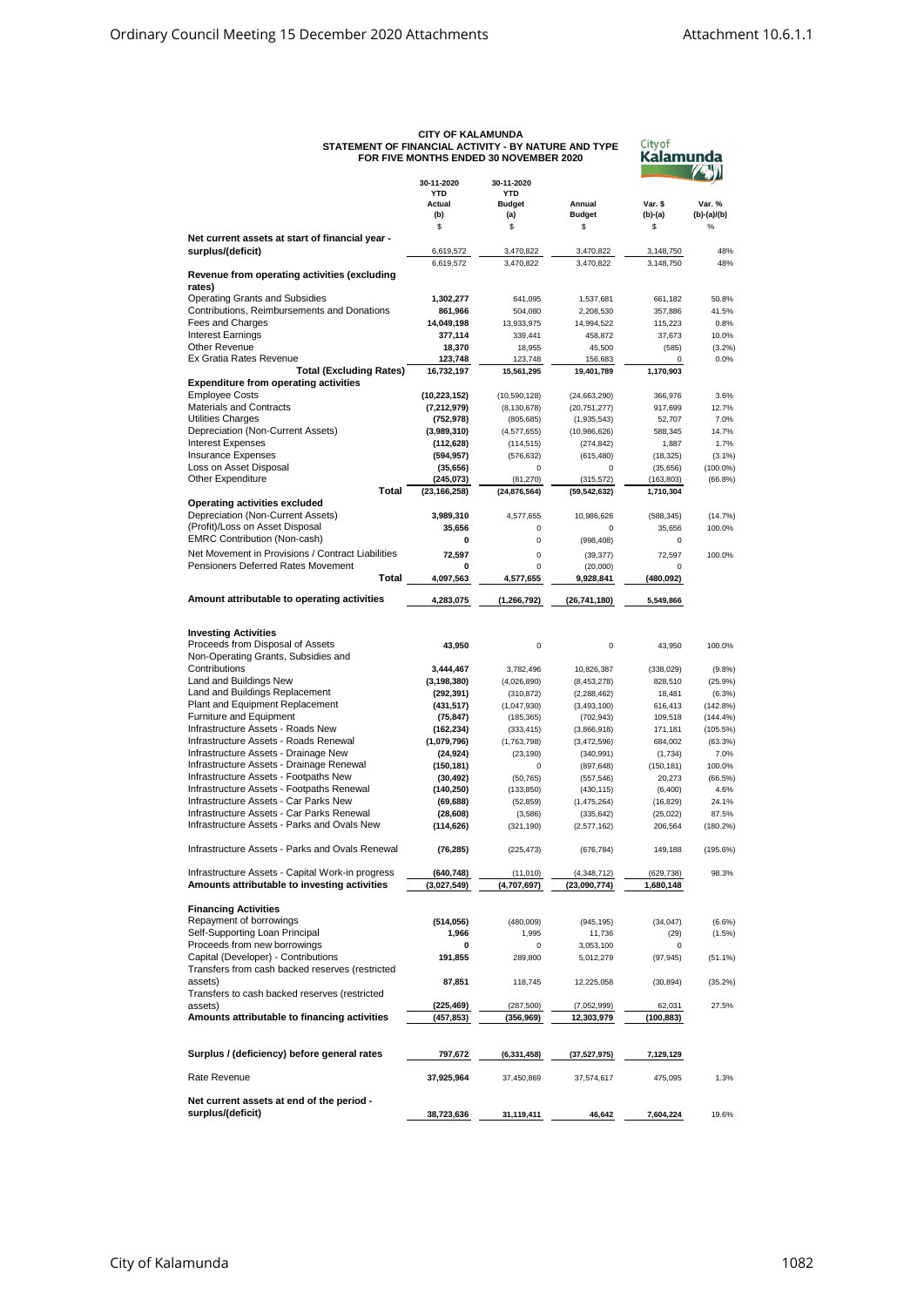**CITY OF KALAMUNDA**
**STATEMENT OF FINANCIAL ACTIVITY - BY NATURE AND TYPE**
**FOR FIVE MONTHS ENDED 30 NOVEMBER 2020**

| | 30-11-2020 YTD Actual (b) | 30-11-2020 YTD Budget (a) | Annual Budget | Var. $ (b)-(a) | Var. % (b)-(a)/(b) |
|---|---|---|---|---|---|
| | $ | $ | $ | $ | % |
| **Net current assets at start of financial year - surplus/(deficit)** | 6,619,572 | 3,470,822 | 3,470,822 | 3,148,750 | 48% |
| | 6,619,572 | 3,470,822 | 3,470,822 | 3,148,750 | 48% |
| **Revenue from operating activities (excluding rates)** | | | | | |
| Operating Grants and Subsidies | **1,302,277** | 641,095 | 1,537,681 | 661,182 | 50.8% |
| Contributions, Reimbursements and Donations | **861,966** | 504,080 | 2,208,530 | 357,886 | 41.5% |
| Fees and Charges | **14,049,198** | 13,933,975 | 14,994,522 | 115,223 | 0.8% |
| Interest Earnings | **377,114** | 339,441 | 458,872 | 37,673 | 10.0% |
| Other Revenue | **18,370** | 18,955 | 45,500 | (585) | (3.2%) |
| Ex Gratia Rates Revenue | **123,748** | 123,748 | 156,683 | 0 | 0.0% |
| **Total (Excluding Rates)** | **16,732,197** | **15,561,295** | **19,401,789** | **1,170,903** | |
| **Expenditure from operating activities** | | | | | |
| Employee Costs | **(10,223,152)** | (10,590,128) | (24,663,290) | 366,976 | 3.6% |
| Materials and Contracts | **(7,212,979)** | (8,130,678) | (20,751,277) | 917,699 | 12.7% |
| Utilities Charges | **(752,978)** | (805,685) | (1,935,543) | 52,707 | 7.0% |
| Depreciation (Non-Current Assets) | **(3,989,310)** | (4,577,655) | (10,986,626) | 588,345 | 14.7% |
| Interest Expenses | **(112,628)** | (114,515) | (274,842) | 1,887 | 1.7% |
| Insurance Expenses | **(594,957)** | (576,632) | (615,480) | (18,325) | (3.1%) |
| Loss on Asset Disposal | **(35,656)** | 0 | 0 | (35,656) | (100.0%) |
| Other Expenditure | **(245,073)** | (81,270) | (315,572) | (163,803) | (66.8%) |
| **Total** | **(23,166,258)** | **(24,876,564)** | **(59,542,632)** | **1,710,304** | |
| **Operating activities excluded** | | | | | |
| Depreciation (Non-Current Assets) | **3,989,310** | 4,577,655 | 10,986,626 | (588,345) | (14.7%) |
| (Profit)/Loss on Asset Disposal | **35,656** | 0 | 0 | 35,656 | 100.0% |
| EMRC Contribution (Non-cash) | **0** | 0 | (998,408) | 0 | |
| Net Movement in Provisions / Contract Liabilities | **72,597** | 0 | (39,377) | 72,597 | 100.0% |
| Pensioners Deferred Rates Movement | **0** | 0 | (20,000) | 0 | |
| **Total** | **4,097,563** | **4,577,655** | **9,928,841** | **(480,092)** | |
| **Amount attributable to operating activities** | **4,283,075** | **(1,266,792)** | **(26,741,180)** | **5,549,866** | |
| **Investing Activities** | | | | | |
| Proceeds from Disposal of Assets | **43,950** | 0 | 0 | 43,950 | 100.0% |
| Non-Operating Grants, Subsidies and Contributions | **3,444,467** | 3,782,496 | 10,826,387 | (338,029) | (9.8%) |
| Land and Buildings New | **(3,198,380)** | (4,026,890) | (8,453,278) | 828,510 | (25.9%) |
| Land and Buildings Replacement | **(292,391)** | (310,872) | (2,288,462) | 18,481 | (6.3%) |
| Plant and Equipment Replacement | **(431,517)** | (1,047,930) | (3,493,100) | 616,413 | (142.8%) |
| Furniture and Equipment | **(75,847)** | (185,365) | (702,943) | 109,518 | (144.4%) |
| Infrastructure Assets - Roads New | **(162,234)** | (333,415) | (3,866,918) | 171,181 | (105.5%) |
| Infrastructure Assets - Roads Renewal | **(1,079,796)** | (1,763,798) | (3,472,596) | 684,002 | (63.3%) |
| Infrastructure Assets - Drainage New | **(24,924)** | (23,190) | (340,991) | (1,734) | 7.0% |
| Infrastructure Assets - Drainage Renewal | **(150,181)** | 0 | (897,648) | (150,181) | 100.0% |
| Infrastructure Assets - Footpaths New | **(30,492)** | (50,765) | (557,546) | 20,273 | (66.5%) |
| Infrastructure Assets - Footpaths Renewal | **(140,250)** | (133,850) | (430,115) | (6,400) | 4.6% |
| Infrastructure Assets - Car Parks New | **(69,688)** | (52,859) | (1,475,264) | (16,829) | 24.1% |
| Infrastructure Assets - Car Parks Renewal | **(28,608)** | (3,586) | (335,642) | (25,022) | 87.5% |
| Infrastructure Assets - Parks and Ovals New | **(114,626)** | (321,190) | (2,577,162) | 206,564 | (180.2%) |
| Infrastructure Assets - Parks and Ovals Renewal | **(76,285)** | (225,473) | (676,784) | 149,188 | (195.6%) |
| Infrastructure Assets - Capital Work-in progress | **(640,748)** | (11,010) | (4,348,712) | (629,738) | 98.3% |
| **Amounts attributable to investing activities** | **(3,027,549)** | **(4,707,697)** | **(23,090,774)** | **1,680,148** | |
| **Financing Activities** | | | | | |
| Repayment of borrowings | **(514,056)** | (480,009) | (945,195) | (34,047) | (6.6%) |
| Self-Supporting Loan Principal | **1,966** | 1,995 | 11,736 | (29) | (1.5%) |
| Proceeds from new borrowings | **0** | 0 | 3,053,100 | 0 | |
| Capital (Developer) - Contributions | **191,855** | 289,800 | 5,012,279 | (97,945) | (51.1%) |
| Transfers from cash backed reserves (restricted assets) | **87,851** | 118,745 | 12,225,058 | (30,894) | (35.2%) |
| Transfers to cash backed reserves (restricted assets) | **(225,469)** | (287,500) | (7,052,999) | 62,031 | 27.5% |
| **Amounts attributable to financing activities** | **(457,853)** | **(356,969)** | **12,303,979** | **(100,883)** | |
| **Surplus / (deficiency) before general rates** | **797,672** | **(6,331,458)** | **(37,527,975)** | **7,129,129** | |
| Rate Revenue | **37,925,964** | 37,450,869 | 37,574,617 | 475,095 | 1.3% |
| **Net current assets at end of the period - surplus/(deficit)** | **38,723,636** | **31,119,411** | **46,642** | **7,604,224** | 19.6% |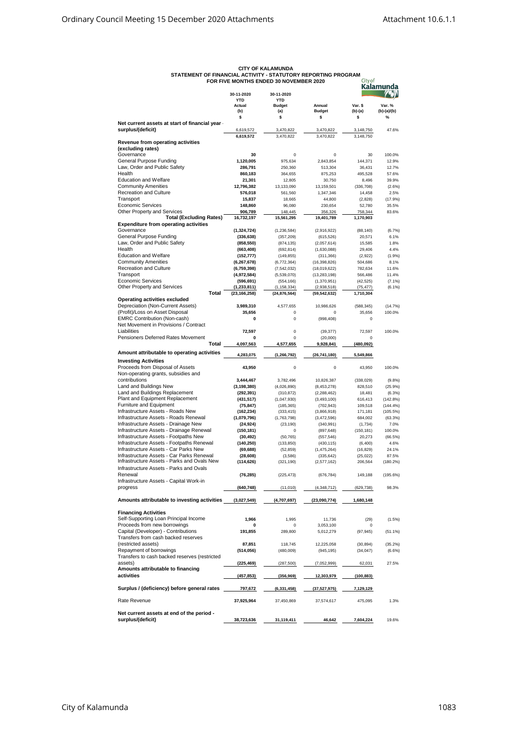# CITY OF KALAMUNDA
## STATEMENT OF FINANCIAL ACTIVITY - STATUTORY REPORTING PROGRAM
### FOR FIVE MONTHS ENDED 30 NOVEMBER 2020

| | 30-11-2020 YTD Actual (b) $ | 30-11-2020 YTD Budget (a) $ | Annual Budget $ | Var. $ (b)-(a) $ | Var. % (b)-(a)/(b) % |
|---|---|---|---|---|---|
| **Net current assets at start of financial year - surplus/(deficit)** | 6,619,572 | 3,470,822 | 3,470,822 | 3,148,750 | 47.6% |
| | 6,619,572 | 3,470,822 | 3,470,822 | 3,148,750 | |
| **Revenue from operating activities (excluding rates)** | | | | | |
| Governance | **30** | 0 | 0 | 30 | 100.0% |
| General Purpose Funding | **1,120,005** | 975,634 | 2,843,854 | 144,371 | 12.9% |
| Law, Order and Public Safety | **286,791** | 250,360 | 513,304 | 36,431 | 12.7% |
| Health | **860,183** | 364,655 | 875,253 | 495,528 | 57.6% |
| Education and Welfare | **21,301** | 12,805 | 30,750 | 8,496 | 39.9% |
| Community Amenities | **12,796,382** | 13,133,090 | 13,159,501 | (336,708) | (2.6%) |
| Recreation and Culture | **576,018** | 561,560 | 1,347,346 | 14,458 | 2.5% |
| Transport | **15,837** | 18,665 | 44,800 | (2,828) | (17.9%) |
| Economic Services | **148,860** | 96,080 | 230,654 | 52,780 | 35.5% |
| Other Property and Services | **906,789** | 148,445 | 356,326 | 758,344 | 83.6% |
| **Total (Excluding Rates)** | **16,732,197** | 15,561,295 | 19,401,789 | 1,170,903 | |
| **Expenditure from operating activities** | | | | | |
| Governance | **(1,324,724)** | (1,236,584) | (2,916,922) | (88,140) | (6.7%) |
| General Purpose Funding | **(336,638)** | (357,209) | (615,526) | 20,571 | 6.1% |
| Law, Order and Public Safety | **(858,550)** | (874,135) | (2,057,614) | 15,585 | 1.8% |
| Health | **(663,408)** | (692,814) | (1,630,088) | 29,406 | 4.4% |
| Education and Welfare | **(152,777)** | (149,855) | (311,366) | (2,922) | (1.9%) |
| Community Amenities | **(6,267,678)** | (6,772,364) | (16,398,826) | 504,686 | 8.1% |
| Recreation and Culture | **(6,759,398)** | (7,542,032) | (18,019,622) | 782,634 | 11.6% |
| Transport | **(4,972,584)** | (5,539,070) | (13,283,198) | 566,486 | 11.4% |
| Economic Services | **(596,691)** | (554,166) | (1,370,951) | (42,525) | (7.1%) |
| Other Property and Services | **(1,233,811)** | (1,158,334) | (2,938,518) | (75,477) | (6.1%) |
| **Total** | **(23,166,258)** | (24,876,564) | (59,542,632) | 1,710,304 | |
| **Operating activities excluded** | | | | | |
| Depreciation (Non-Current Assets) | **3,989,310** | 4,577,655 | 10,986,626 | (588,345) | (14.7%) |
| (Profit)/Loss on Asset Disposal | **35,656** | 0 | 0 | 35,656 | 100.0% |
| EMRC Contribution (Non-cash) | **0** | 0 | (998,408) | 0 | |
| Net Movement in Provisions / Contract Liabilities | **72,597** | 0 | (39,377) | 72,597 | 100.0% |
| Pensioners Deferred Rates Movement | **0** | 0 | (20,000) | 0 | |
| **Total** | **4,097,563** | 4,577,655 | 9,928,841 | (480,092) | |
| **Amount attributable to operating activities** | **4,283,075** | (1,266,792) | (26,741,180) | 5,549,866 | |
| **Investing Activities** | | | | | |
| Proceeds from Disposal of Assets | **43,950** | 0 | 0 | 43,950 | 100.0% |
| Non-operating grants, subsidies and contributions | **3,444,467** | 3,782,496 | 10,826,387 | (338,029) | (9.8%) |
| Land and Buildings New | **(3,198,380)** | (4,026,890) | (8,453,278) | 828,510 | (25.9%) |
| Land and Buildings Replacement | **(292,391)** | (310,872) | (2,288,462) | 18,481 | (6.3%) |
| Plant and Equipment Replacement | **(431,517)** | (1,047,930) | (3,493,100) | 616,413 | (142.8%) |
| Furniture and Equipment | **(75,847)** | (185,365) | (702,943) | 109,518 | (144.4%) |
| Infrastructure Assets - Roads New | **(162,234)** | (333,415) | (3,866,918) | 171,181 | (105.5%) |
| Infrastructure Assets - Roads Renewal | **(1,079,796)** | (1,763,798) | (3,472,596) | 684,002 | (63.3%) |
| Infrastructure Assets - Drainage New | **(24,924)** | (23,190) | (340,991) | (1,734) | 7.0% |
| Infrastructure Assets - Drainage Renewal | **(150,181)** | 0 | (897,648) | (150,181) | 100.0% |
| Infrastructure Assets - Footpaths New | **(30,492)** | (50,765) | (557,546) | 20,273 | (66.5%) |
| Infrastructure Assets - Footpaths Renewal | **(140,250)** | (133,850) | (430,115) | (6,400) | 4.6% |
| Infrastructure Assets - Car Parks New | **(69,688)** | (52,859) | (1,475,264) | (16,829) | 24.1% |
| Infrastructure Assets - Car Parks Renewal | **(28,608)** | (3,586) | (335,642) | (25,022) | 87.5% |
| Infrastructure Assets - Parks and Ovals New | **(114,626)** | (321,190) | (2,577,162) | 206,564 | (180.2%) |
| Infrastructure Assets - Parks and Ovals Renewal | **(76,285)** | (225,473) | (676,784) | 149,188 | (195.6%) |
| Infrastructure Assets - Capital Work-in progress | **(640,748)** | (11,010) | (4,348,712) | (629,738) | 98.3% |
| **Amounts attributable to investing activities** | **(3,027,549)** | (4,707,697) | (23,090,774) | 1,680,148 | |
| **Financing Activities** | | | | | |
| Self-Supporting Loan Principal Income | **1,966** | 1,995 | 11,736 | (29) | (1.5%) |
| Proceeds from new borrowings | **0** | 0 | 3,053,100 | 0 | |
| Capital (Developer) - Contributions | **191,855** | 289,800 | 5,012,279 | (97,945) | (51.1%) |
| Transfers from cash backed reserves (restricted assets) | **87,851** | 118,745 | 12,225,058 | (30,894) | (35.2%) |
| Repayment of borrowings | **(514,056)** | (480,009) | (945,195) | (34,047) | (6.6%) |
| Transfers to cash backed reserves (restricted assets) | **(225,469)** | (287,500) | (7,052,999) | 62,031 | 27.5% |
| **Amounts attributable to financing activities** | **(457,853)** | (356,969) | 12,303,979 | (100,883) | |
| **Surplus / (deficiency) before general rates** | **797,672** | (6,331,458) | (37,527,975) | 7,129,129 | |
| Rate Revenue | **37,925,964** | 37,450,869 | 37,574,617 | 475,095 | 1.3% |
| **Net current assets at end of the period - surplus/(deficit)** | **38,723,636** | 31,119,411 | 46,642 | 7,604,224 | 19.6% |